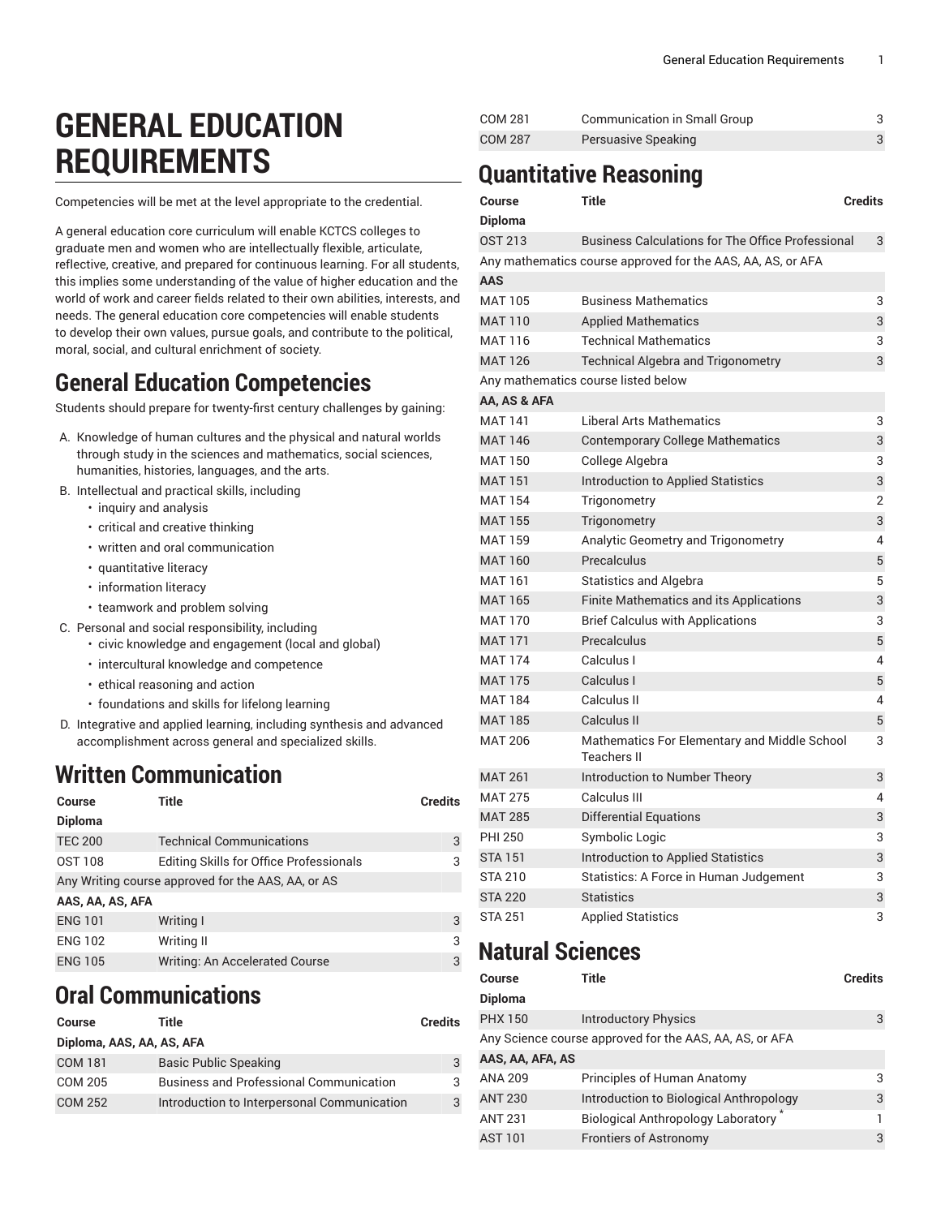// Page 1 of 6 — document b53839c689f9
# GENERAL EDUCATION REQUIREMENTS

Competencies will be met at the level appropriate to the credential.

A general education core curriculum will enable KCTCS colleges to graduate men and women who are intellectually flexible, articulate, reflective, creative, and prepared for continuous learning. For all students, this implies some understanding of the value of higher education and the world of work and career fields related to their own abilities, interests, and needs. The general education core competencies will enable students to develop their own values, pursue goals, and contribute to the political, moral, social, and cultural enrichment of society.

## General Education Competencies

Students should prepare for twenty-first century challenges by gaining:

A. Knowledge of human cultures and the physical and natural worlds through study in the sciences and mathematics, social sciences, humanities, histories, languages, and the arts.
B. Intellectual and practical skills, including
   - inquiry and analysis
   - critical and creative thinking
   - written and oral communication
   - quantitative literacy
   - information literacy
   - teamwork and problem solving
C. Personal and social responsibility, including
   - civic knowledge and engagement (local and global)
   - intercultural knowledge and competence
   - ethical reasoning and action
   - foundations and skills for lifelong learning
D. Integrative and applied learning, including synthesis and advanced accomplishment across general and specialized skills.

## Written Communication

| Course | Title | Credits |
|---|---|---|
| **Diploma** | | |
| TEC 200 | Technical Communications | 3 |
| OST 108 | Editing Skills for Office Professionals | 3 |
| Any Writing course approved for the AAS, AA, or AS | | |
| **AAS, AA, AS, AFA** | | |
| ENG 101 | Writing I | 3 |
| ENG 102 | Writing II | 3 |
| ENG 105 | Writing: An Accelerated Course | 3 |

## Oral Communications

| Course | Title | Credits |
|---|---|---|
| **Diploma, AAS, AA, AS, AFA** | | |
| COM 181 | Basic Public Speaking | 3 |
| COM 205 | Business and Professional Communication | 3 |
| COM 252 | Introduction to Interpersonal Communication | 3 |
| COM 281 | Communication in Small Group | 3 |
| COM 287 | Persuasive Speaking | 3 |

## Quantitative Reasoning

| Course | Title | Credits |
|---|---|---|
| **Diploma** | | |
| OST 213 | Business Calculations for The Office Professional | 3 |
| Any mathematics course approved for the AAS, AA, AS, or AFA | | |
| **AAS** | | |
| MAT 105 | Business Mathematics | 3 |
| MAT 110 | Applied Mathematics | 3 |
| MAT 116 | Technical Mathematics | 3 |
| MAT 126 | Technical Algebra and Trigonometry | 3 |
| Any mathematics course listed below | | |
| **AA, AS & AFA** | | |
| MAT 141 | Liberal Arts Mathematics | 3 |
| MAT 146 | Contemporary College Mathematics | 3 |
| MAT 150 | College Algebra | 3 |
| MAT 151 | Introduction to Applied Statistics | 3 |
| MAT 154 | Trigonometry | 2 |
| MAT 155 | Trigonometry | 3 |
| MAT 159 | Analytic Geometry and Trigonometry | 4 |
| MAT 160 | Precalculus | 5 |
| MAT 161 | Statistics and Algebra | 5 |
| MAT 165 | Finite Mathematics and its Applications | 3 |
| MAT 170 | Brief Calculus with Applications | 3 |
| MAT 171 | Precalculus | 5 |
| MAT 174 | Calculus I | 4 |
| MAT 175 | Calculus I | 5 |
| MAT 184 | Calculus II | 4 |
| MAT 185 | Calculus II | 5 |
| MAT 206 | Mathematics For Elementary and Middle School Teachers II | 3 |
| MAT 261 | Introduction to Number Theory | 3 |
| MAT 275 | Calculus III | 4 |
| MAT 285 | Differential Equations | 3 |
| PHI 250 | Symbolic Logic | 3 |
| STA 151 | Introduction to Applied Statistics | 3 |
| STA 210 | Statistics: A Force in Human Judgement | 3 |
| STA 220 | Statistics | 3 |
| STA 251 | Applied Statistics | 3 |

## Natural Sciences

| Course | Title | Credits |
|---|---|---|
| **Diploma** | | |
| PHX 150 | Introductory Physics | 3 |
| Any Science course approved for the AAS, AA, AS, or AFA | | |
| **AAS, AA, AFA, AS** | | |
| ANA 209 | Principles of Human Anatomy | 3 |
| ANT 230 | Introduction to Biological Anthropology | 3 |
| ANT 231 | Biological Anthropology Laboratory * | 1 |
| AST 101 | Frontiers of Astronomy | 3 |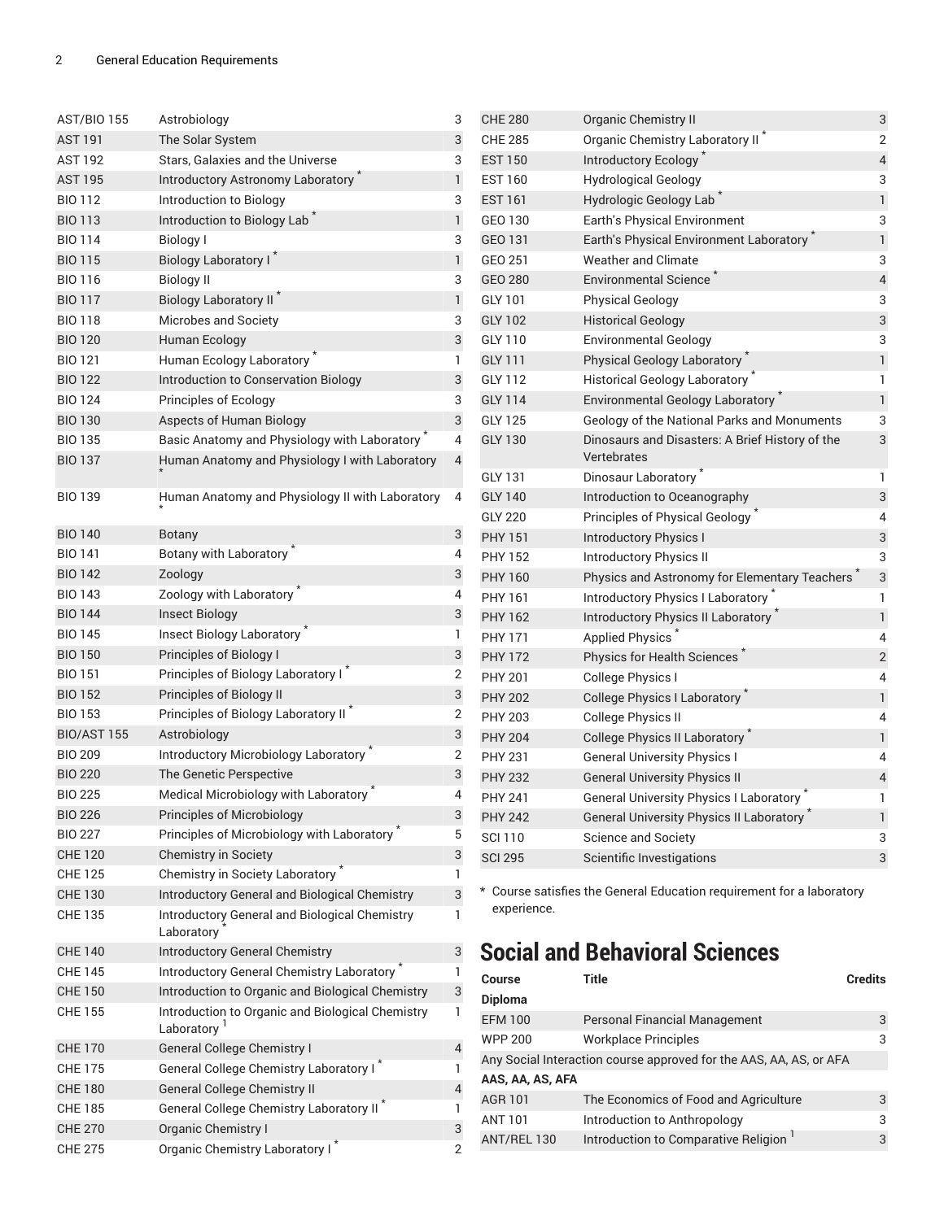| | | |
|---|---|---|
| AST/BIO 155 | Astrobiology | 3 |
| AST 191 | The Solar System | 3 |
| AST 192 | Stars, Galaxies and the Universe | 3 |
| AST 195 | Introductory Astronomy Laboratory * | 1 |
| BIO 112 | Introduction to Biology | 3 |
| BIO 113 | Introduction to Biology Lab * | 1 |
| BIO 114 | Biology I | 3 |
| BIO 115 | Biology Laboratory I * | 1 |
| BIO 116 | Biology II | 3 |
| BIO 117 | Biology Laboratory II * | 1 |
| BIO 118 | Microbes and Society | 3 |
| BIO 120 | Human Ecology | 3 |
| BIO 121 | Human Ecology Laboratory * | 1 |
| BIO 122 | Introduction to Conservation Biology | 3 |
| BIO 124 | Principles of Ecology | 3 |
| BIO 130 | Aspects of Human Biology | 3 |
| BIO 135 | Basic Anatomy and Physiology with Laboratory * | 4 |
| BIO 137 | Human Anatomy and Physiology I with Laboratory * | 4 |
| BIO 139 | Human Anatomy and Physiology II with Laboratory * | 4 |
| BIO 140 | Botany | 3 |
| BIO 141 | Botany with Laboratory * | 4 |
| BIO 142 | Zoology | 3 |
| BIO 143 | Zoology with Laboratory * | 4 |
| BIO 144 | Insect Biology | 3 |
| BIO 145 | Insect Biology Laboratory * | 1 |
| BIO 150 | Principles of Biology I | 3 |
| BIO 151 | Principles of Biology Laboratory I * | 2 |
| BIO 152 | Principles of Biology II | 3 |
| BIO 153 | Principles of Biology Laboratory II * | 2 |
| BIO/AST 155 | Astrobiology | 3 |
| BIO 209 | Introductory Microbiology Laboratory * | 2 |
| BIO 220 | The Genetic Perspective | 3 |
| BIO 225 | Medical Microbiology with Laboratory * | 4 |
| BIO 226 | Principles of Microbiology | 3 |
| BIO 227 | Principles of Microbiology with Laboratory * | 5 |
| CHE 120 | Chemistry in Society | 3 |
| CHE 125 | Chemistry in Society Laboratory * | 1 |
| CHE 130 | Introductory General and Biological Chemistry | 3 |
| CHE 135 | Introductory General and Biological Chemistry Laboratory * | 1 |
| CHE 140 | Introductory General Chemistry | 3 |
| CHE 145 | Introductory General Chemistry Laboratory * | 1 |
| CHE 150 | Introduction to Organic and Biological Chemistry | 3 |
| CHE 155 | Introduction to Organic and Biological Chemistry Laboratory [1] | 1 |
| CHE 170 | General College Chemistry I | 4 |
| CHE 175 | General College Chemistry Laboratory I * | 1 |
| CHE 180 | General College Chemistry II | 4 |
| CHE 185 | General College Chemistry Laboratory II * | 1 |
| CHE 270 | Organic Chemistry I | 3 |
| CHE 275 | Organic Chemistry Laboratory I * | 2 |
| CHE 280 | Organic Chemistry II | 3 |
| CHE 285 | Organic Chemistry Laboratory II * | 2 |
| EST 150 | Introductory Ecology * | 4 |
| EST 160 | Hydrological Geology | 3 |
| EST 161 | Hydrologic Geology Lab * | 1 |
| GEO 130 | Earth's Physical Environment | 3 |
| GEO 131 | Earth's Physical Environment Laboratory * | 1 |
| GEO 251 | Weather and Climate | 3 |
| GEO 280 | Environmental Science * | 4 |
| GLY 101 | Physical Geology | 3 |
| GLY 102 | Historical Geology | 3 |
| GLY 110 | Environmental Geology | 3 |
| GLY 111 | Physical Geology Laboratory * | 1 |
| GLY 112 | Historical Geology Laboratory * | 1 |
| GLY 114 | Environmental Geology Laboratory * | 1 |
| GLY 125 | Geology of the National Parks and Monuments | 3 |
| GLY 130 | Dinosaurs and Disasters: A Brief History of the Vertebrates | 3 |
| GLY 131 | Dinosaur Laboratory * | 1 |
| GLY 140 | Introduction to Oceanography | 3 |
| GLY 220 | Principles of Physical Geology * | 4 |
| PHY 151 | Introductory Physics I | 3 |
| PHY 152 | Introductory Physics II | 3 |
| PHY 160 | Physics and Astronomy for Elementary Teachers * | 3 |
| PHY 161 | Introductory Physics I Laboratory * | 1 |
| PHY 162 | Introductory Physics II Laboratory * | 1 |
| PHY 171 | Applied Physics * | 4 |
| PHY 172 | Physics for Health Sciences * | 2 |
| PHY 201 | College Physics I | 4 |
| PHY 202 | College Physics I Laboratory * | 1 |
| PHY 203 | College Physics II | 4 |
| PHY 204 | College Physics II Laboratory * | 1 |
| PHY 231 | General University Physics I | 4 |
| PHY 232 | General University Physics II | 4 |
| PHY 241 | General University Physics I Laboratory * | 1 |
| PHY 242 | General University Physics II Laboratory * | 1 |
| SCI 110 | Science and Society | 3 |
| SCI 295 | Scientific Investigations | 3 |

\* Course satisfies the General Education requirement for a laboratory experience.

## Social and Behavioral Sciences

| Course | Title | Credits |
|---|---|---|
| **Diploma** | | |
| EFM 100 | Personal Financial Management | 3 |
| WPP 200 | Workplace Principles | 3 |
| Any Social Interaction course approved for the AAS, AA, AS, or AFA | | |
| **AAS, AA, AS, AFA** | | |
| AGR 101 | The Economics of Food and Agriculture | 3 |
| ANT 101 | Introduction to Anthropology | 3 |
| ANT/REL 130 | Introduction to Comparative Religion [1] | 3 |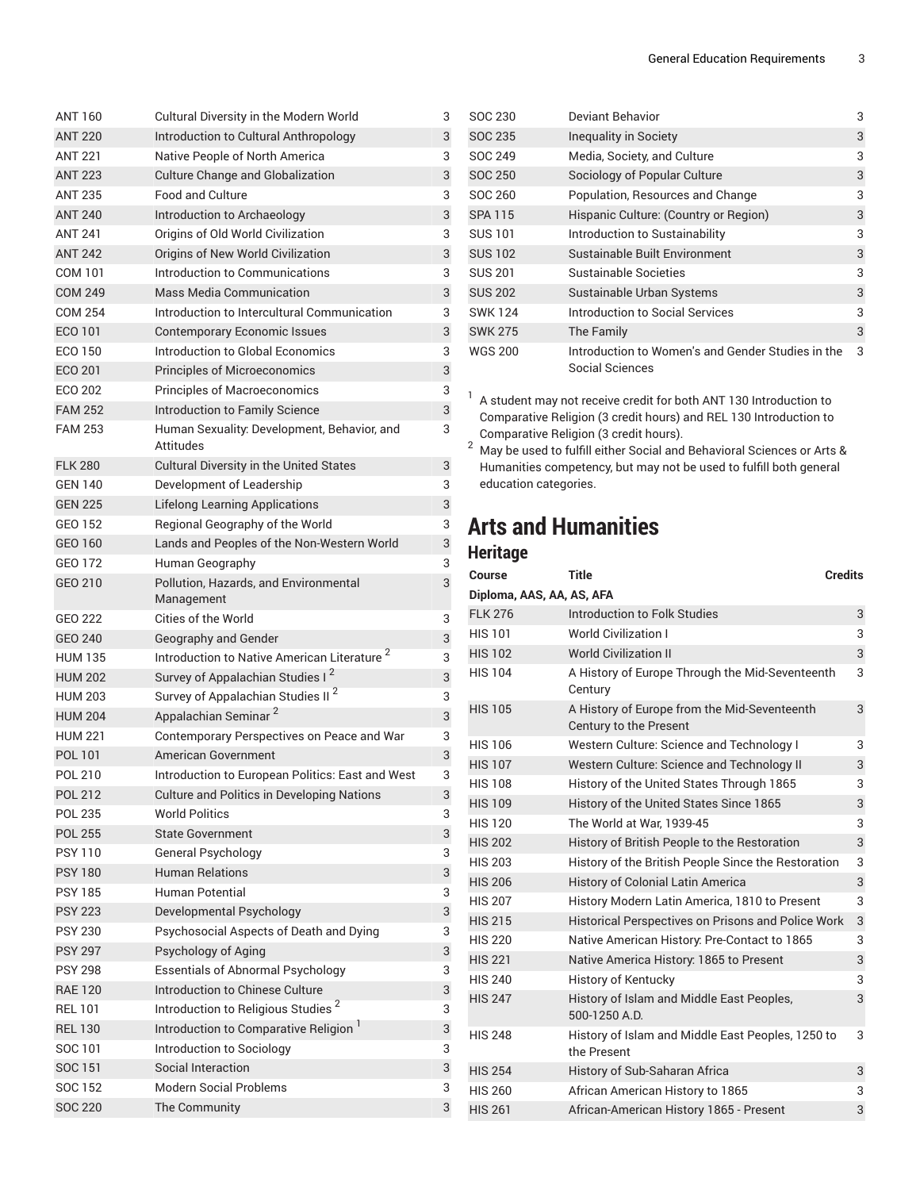| | | |
|---|---|---|
| ANT 160 | Cultural Diversity in the Modern World | 3 |
| ANT 220 | Introduction to Cultural Anthropology | 3 |
| ANT 221 | Native People of North America | 3 |
| ANT 223 | Culture Change and Globalization | 3 |
| ANT 235 | Food and Culture | 3 |
| ANT 240 | Introduction to Archaeology | 3 |
| ANT 241 | Origins of Old World Civilization | 3 |
| ANT 242 | Origins of New World Civilization | 3 |
| COM 101 | Introduction to Communications | 3 |
| COM 249 | Mass Media Communication | 3 |
| COM 254 | Introduction to Intercultural Communication | 3 |
| ECO 101 | Contemporary Economic Issues | 3 |
| ECO 150 | Introduction to Global Economics | 3 |
| ECO 201 | Principles of Microeconomics | 3 |
| ECO 202 | Principles of Macroeconomics | 3 |
| FAM 252 | Introduction to Family Science | 3 |
| FAM 253 | Human Sexuality: Development, Behavior, and Attitudes | 3 |
| FLK 280 | Cultural Diversity in the United States | 3 |
| GEN 140 | Development of Leadership | 3 |
| GEN 225 | Lifelong Learning Applications | 3 |
| GEO 152 | Regional Geography of the World | 3 |
| GEO 160 | Lands and Peoples of the Non-Western World | 3 |
| GEO 172 | Human Geography | 3 |
| GEO 210 | Pollution, Hazards, and Environmental Management | 3 |
| GEO 222 | Cities of the World | 3 |
| GEO 240 | Geography and Gender | 3 |
| HUM 135 | Introduction to Native American Literature [2] | 3 |
| HUM 202 | Survey of Appalachian Studies I [2] | 3 |
| HUM 203 | Survey of Appalachian Studies II [2] | 3 |
| HUM 204 | Appalachian Seminar [2] | 3 |
| HUM 221 | Contemporary Perspectives on Peace and War | 3 |
| POL 101 | American Government | 3 |
| POL 210 | Introduction to European Politics: East and West | 3 |
| POL 212 | Culture and Politics in Developing Nations | 3 |
| POL 235 | World Politics | 3 |
| POL 255 | State Government | 3 |
| PSY 110 | General Psychology | 3 |
| PSY 180 | Human Relations | 3 |
| PSY 185 | Human Potential | 3 |
| PSY 223 | Developmental Psychology | 3 |
| PSY 230 | Psychosocial Aspects of Death and Dying | 3 |
| PSY 297 | Psychology of Aging | 3 |
| PSY 298 | Essentials of Abnormal Psychology | 3 |
| RAE 120 | Introduction to Chinese Culture | 3 |
| REL 101 | Introduction to Religious Studies [2] | 3 |
| REL 130 | Introduction to Comparative Religion [1] | 3 |
| SOC 101 | Introduction to Sociology | 3 |
| SOC 151 | Social Interaction | 3 |
| SOC 152 | Modern Social Problems | 3 |
| SOC 220 | The Community | 3 |
| SOC 230 | Deviant Behavior | 3 |
| SOC 235 | Inequality in Society | 3 |
| SOC 249 | Media, Society, and Culture | 3 |
| SOC 250 | Sociology of Popular Culture | 3 |
| SOC 260 | Population, Resources and Change | 3 |
| SPA 115 | Hispanic Culture: (Country or Region) | 3 |
| SUS 101 | Introduction to Sustainability | 3 |
| SUS 102 | Sustainable Built Environment | 3 |
| SUS 201 | Sustainable Societies | 3 |
| SUS 202 | Sustainable Urban Systems | 3 |
| SWK 124 | Introduction to Social Services | 3 |
| SWK 275 | The Family | 3 |
| WGS 200 | Introduction to Women's and Gender Studies in the Social Sciences | 3 |

[1] A student may not receive credit for both ANT 130 Introduction to Comparative Religion (3 credit hours) and REL 130 Introduction to Comparative Religion (3 credit hours).

[2] May be used to fulfill either Social and Behavioral Sciences or Arts & Humanities competency, but may not be used to fulfill both general education categories.

# Arts and Humanities

## Heritage

| Course | Title | Credits |
|---|---|---|
| **Diploma, AAS, AA, AS, AFA** | | |
| FLK 276 | Introduction to Folk Studies | 3 |
| HIS 101 | World Civilization I | 3 |
| HIS 102 | World Civilization II | 3 |
| HIS 104 | A History of Europe Through the Mid-Seventeenth Century | 3 |
| HIS 105 | A History of Europe from the Mid-Seventeenth Century to the Present | 3 |
| HIS 106 | Western Culture: Science and Technology I | 3 |
| HIS 107 | Western Culture: Science and Technology II | 3 |
| HIS 108 | History of the United States Through 1865 | 3 |
| HIS 109 | History of the United States Since 1865 | 3 |
| HIS 120 | The World at War, 1939-45 | 3 |
| HIS 202 | History of British People to the Restoration | 3 |
| HIS 203 | History of the British People Since the Restoration | 3 |
| HIS 206 | History of Colonial Latin America | 3 |
| HIS 207 | History Modern Latin America, 1810 to Present | 3 |
| HIS 215 | Historical Perspectives on Prisons and Police Work | 3 |
| HIS 220 | Native American History: Pre-Contact to 1865 | 3 |
| HIS 221 | Native America History: 1865 to Present | 3 |
| HIS 240 | History of Kentucky | 3 |
| HIS 247 | History of Islam and Middle East Peoples, 500-1250 A.D. | 3 |
| HIS 248 | History of Islam and Middle East Peoples, 1250 to the Present | 3 |
| HIS 254 | History of Sub-Saharan Africa | 3 |
| HIS 260 | African American History to 1865 | 3 |
| HIS 261 | African-American History 1865 - Present | 3 |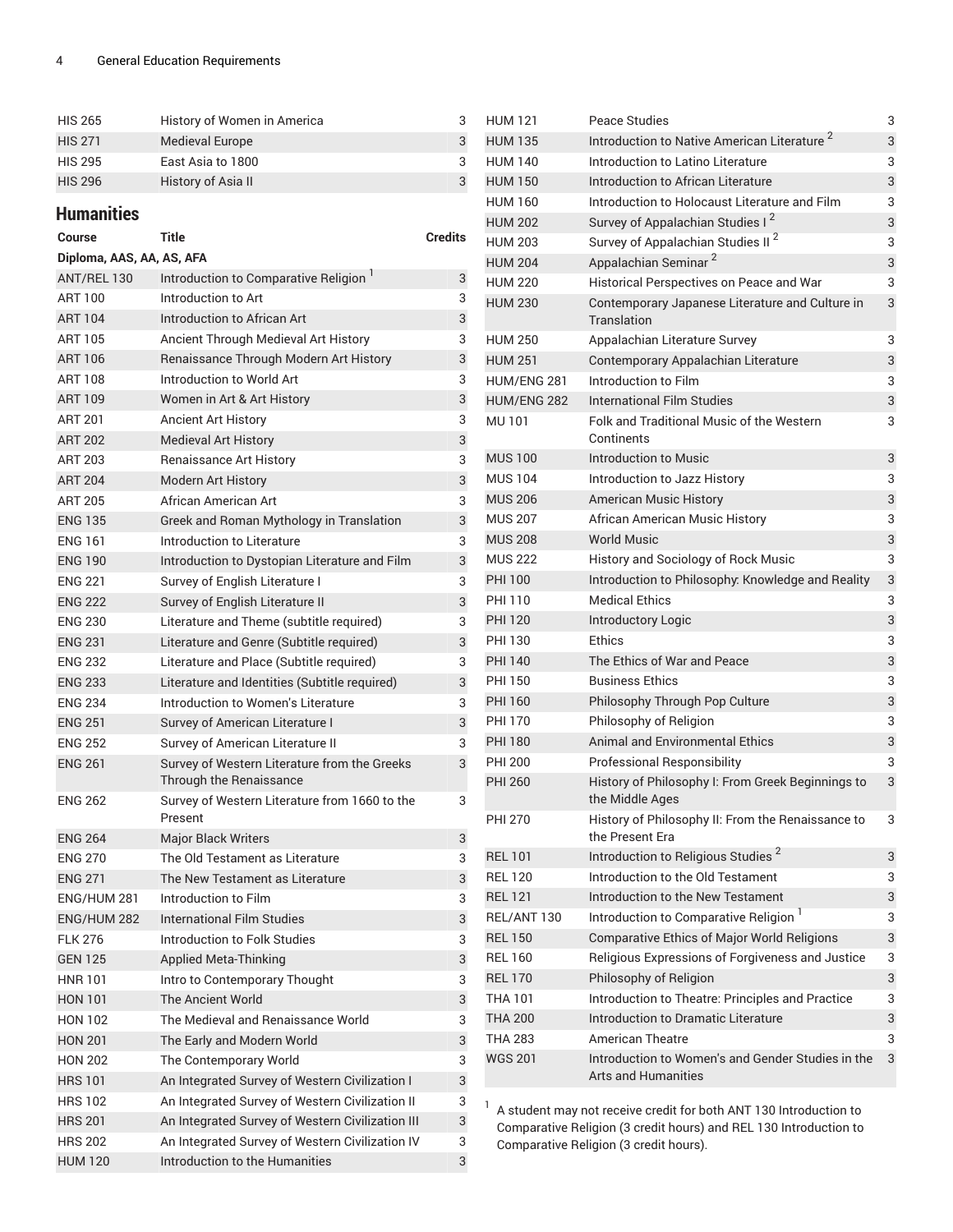| | | |
|---|---|---|
| HIS 265 | History of Women in America | 3 |
| HIS 271 | Medieval Europe | 3 |
| HIS 295 | East Asia to 1800 | 3 |
| HIS 296 | History of Asia II | 3 |

## Humanities

| Course | Title | Credits |
|---|---|---|
| **Diploma, AAS, AA, AS, AFA** | | |
| ANT/REL 130 | Introduction to Comparative Religion [1] | 3 |
| ART 100 | Introduction to Art | 3 |
| ART 104 | Introduction to African Art | 3 |
| ART 105 | Ancient Through Medieval Art History | 3 |
| ART 106 | Renaissance Through Modern Art History | 3 |
| ART 108 | Introduction to World Art | 3 |
| ART 109 | Women in Art & Art History | 3 |
| ART 201 | Ancient Art History | 3 |
| ART 202 | Medieval Art History | 3 |
| ART 203 | Renaissance Art History | 3 |
| ART 204 | Modern Art History | 3 |
| ART 205 | African American Art | 3 |
| ENG 135 | Greek and Roman Mythology in Translation | 3 |
| ENG 161 | Introduction to Literature | 3 |
| ENG 190 | Introduction to Dystopian Literature and Film | 3 |
| ENG 221 | Survey of English Literature I | 3 |
| ENG 222 | Survey of English Literature II | 3 |
| ENG 230 | Literature and Theme (subtitle required) | 3 |
| ENG 231 | Literature and Genre (Subtitle required) | 3 |
| ENG 232 | Literature and Place (Subtitle required) | 3 |
| ENG 233 | Literature and Identities (Subtitle required) | 3 |
| ENG 234 | Introduction to Women's Literature | 3 |
| ENG 251 | Survey of American Literature I | 3 |
| ENG 252 | Survey of American Literature II | 3 |
| ENG 261 | Survey of Western Literature from the Greeks Through the Renaissance | 3 |
| ENG 262 | Survey of Western Literature from 1660 to the Present | 3 |
| ENG 264 | Major Black Writers | 3 |
| ENG 270 | The Old Testament as Literature | 3 |
| ENG 271 | The New Testament as Literature | 3 |
| ENG/HUM 281 | Introduction to Film | 3 |
| ENG/HUM 282 | International Film Studies | 3 |
| FLK 276 | Introduction to Folk Studies | 3 |
| GEN 125 | Applied Meta-Thinking | 3 |
| HNR 101 | Intro to Contemporary Thought | 3 |
| HON 101 | The Ancient World | 3 |
| HON 102 | The Medieval and Renaissance World | 3 |
| HON 201 | The Early and Modern World | 3 |
| HON 202 | The Contemporary World | 3 |
| HRS 101 | An Integrated Survey of Western Civilization I | 3 |
| HRS 102 | An Integrated Survey of Western Civilization II | 3 |
| HRS 201 | An Integrated Survey of Western Civilization III | 3 |
| HRS 202 | An Integrated Survey of Western Civilization IV | 3 |
| HUM 120 | Introduction to the Humanities | 3 |
| HUM 121 | Peace Studies | 3 |
| HUM 135 | Introduction to Native American Literature [2] | 3 |
| HUM 140 | Introduction to Latino Literature | 3 |
| HUM 150 | Introduction to African Literature | 3 |
| HUM 160 | Introduction to Holocaust Literature and Film | 3 |
| HUM 202 | Survey of Appalachian Studies I [2] | 3 |
| HUM 203 | Survey of Appalachian Studies II [2] | 3 |
| HUM 204 | Appalachian Seminar [2] | 3 |
| HUM 220 | Historical Perspectives on Peace and War | 3 |
| HUM 230 | Contemporary Japanese Literature and Culture in Translation | 3 |
| HUM 250 | Appalachian Literature Survey | 3 |
| HUM 251 | Contemporary Appalachian Literature | 3 |
| HUM/ENG 281 | Introduction to Film | 3 |
| HUM/ENG 282 | International Film Studies | 3 |
| MU 101 | Folk and Traditional Music of the Western Continents | 3 |
| MUS 100 | Introduction to Music | 3 |
| MUS 104 | Introduction to Jazz History | 3 |
| MUS 206 | American Music History | 3 |
| MUS 207 | African American Music History | 3 |
| MUS 208 | World Music | 3 |
| MUS 222 | History and Sociology of Rock Music | 3 |
| PHI 100 | Introduction to Philosophy: Knowledge and Reality | 3 |
| PHI 110 | Medical Ethics | 3 |
| PHI 120 | Introductory Logic | 3 |
| PHI 130 | Ethics | 3 |
| PHI 140 | The Ethics of War and Peace | 3 |
| PHI 150 | Business Ethics | 3 |
| PHI 160 | Philosophy Through Pop Culture | 3 |
| PHI 170 | Philosophy of Religion | 3 |
| PHI 180 | Animal and Environmental Ethics | 3 |
| PHI 200 | Professional Responsibility | 3 |
| PHI 260 | History of Philosophy I: From Greek Beginnings to the Middle Ages | 3 |
| PHI 270 | History of Philosophy II: From the Renaissance to the Present Era | 3 |
| REL 101 | Introduction to Religious Studies [2] | 3 |
| REL 120 | Introduction to the Old Testament | 3 |
| REL 121 | Introduction to the New Testament | 3 |
| REL/ANT 130 | Introduction to Comparative Religion [1] | 3 |
| REL 150 | Comparative Ethics of Major World Religions | 3 |
| REL 160 | Religious Expressions of Forgiveness and Justice | 3 |
| REL 170 | Philosophy of Religion | 3 |
| THA 101 | Introduction to Theatre: Principles and Practice | 3 |
| THA 200 | Introduction to Dramatic Literature | 3 |
| THA 283 | American Theatre | 3 |
| WGS 201 | Introduction to Women's and Gender Studies in the Arts and Humanities | 3 |

[1] A student may not receive credit for both ANT 130 Introduction to Comparative Religion (3 credit hours) and REL 130 Introduction to Comparative Religion (3 credit hours).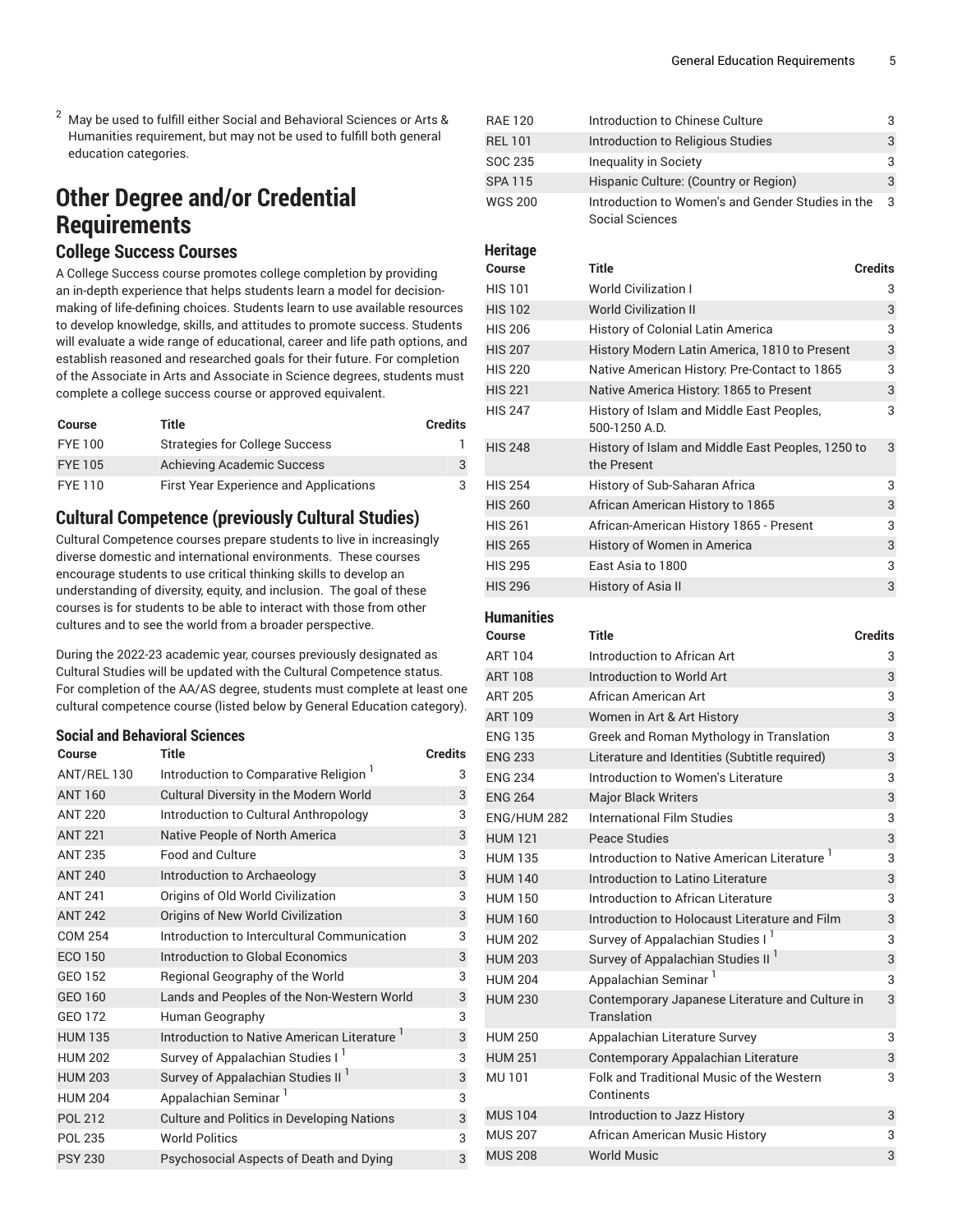[2] May be used to fulfill either Social and Behavioral Sciences or Arts & Humanities requirement, but may not be used to fulfill both general education categories.

# Other Degree and/or Credential Requirements

## College Success Courses

A College Success course promotes college completion by providing an in-depth experience that helps students learn a model for decision-making of life-defining choices. Students learn to use available resources to develop knowledge, skills, and attitudes to promote success. Students will evaluate a wide range of educational, career and life path options, and establish reasoned and researched goals for their future. For completion of the Associate in Arts and Associate in Science degrees, students must complete a college success course or approved equivalent.

| Course | Title | Credits |
|---|---|---|
| FYE 100 | Strategies for College Success | 1 |
| FYE 105 | Achieving Academic Success | 3 |
| FYE 110 | First Year Experience and Applications | 3 |

## Cultural Competence (previously Cultural Studies)

Cultural Competence courses prepare students to live in increasingly diverse domestic and international environments. These courses encourage students to use critical thinking skills to develop an understanding of diversity, equity, and inclusion. The goal of these courses is for students to be able to interact with those from other cultures and to see the world from a broader perspective.

During the 2022-23 academic year, courses previously designated as Cultural Studies will be updated with the Cultural Competence status. For completion of the AA/AS degree, students must complete at least one cultural competence course (listed below by General Education category).

### Social and Behavioral Sciences

| Course | Title | Credits |
|---|---|---|
| ANT/REL 130 | Introduction to Comparative Religion [1] | 3 |
| ANT 160 | Cultural Diversity in the Modern World | 3 |
| ANT 220 | Introduction to Cultural Anthropology | 3 |
| ANT 221 | Native People of North America | 3 |
| ANT 235 | Food and Culture | 3 |
| ANT 240 | Introduction to Archaeology | 3 |
| ANT 241 | Origins of Old World Civilization | 3 |
| ANT 242 | Origins of New World Civilization | 3 |
| COM 254 | Introduction to Intercultural Communication | 3 |
| ECO 150 | Introduction to Global Economics | 3 |
| GEO 152 | Regional Geography of the World | 3 |
| GEO 160 | Lands and Peoples of the Non-Western World | 3 |
| GEO 172 | Human Geography | 3 |
| HUM 135 | Introduction to Native American Literature [1] | 3 |
| HUM 202 | Survey of Appalachian Studies I [1] | 3 |
| HUM 203 | Survey of Appalachian Studies II [1] | 3 |
| HUM 204 | Appalachian Seminar [1] | 3 |
| POL 212 | Culture and Politics in Developing Nations | 3 |
| POL 235 | World Politics | 3 |
| PSY 230 | Psychosocial Aspects of Death and Dying | 3 |
| RAE 120 | Introduction to Chinese Culture | 3 |
| REL 101 | Introduction to Religious Studies | 3 |
| SOC 235 | Inequality in Society | 3 |
| SPA 115 | Hispanic Culture: (Country or Region) | 3 |
| WGS 200 | Introduction to Women's and Gender Studies in the Social Sciences | 3 |

### Heritage

| Course | Title | Credits |
|---|---|---|
| HIS 101 | World Civilization I | 3 |
| HIS 102 | World Civilization II | 3 |
| HIS 206 | History of Colonial Latin America | 3 |
| HIS 207 | History Modern Latin America, 1810 to Present | 3 |
| HIS 220 | Native American History: Pre-Contact to 1865 | 3 |
| HIS 221 | Native America History: 1865 to Present | 3 |
| HIS 247 | History of Islam and Middle East Peoples, 500-1250 A.D. | 3 |
| HIS 248 | History of Islam and Middle East Peoples, 1250 to the Present | 3 |
| HIS 254 | History of Sub-Saharan Africa | 3 |
| HIS 260 | African American History to 1865 | 3 |
| HIS 261 | African-American History 1865 - Present | 3 |
| HIS 265 | History of Women in America | 3 |
| HIS 295 | East Asia to 1800 | 3 |
| HIS 296 | History of Asia II | 3 |

### Humanities

| Course | Title | Credits |
|---|---|---|
| ART 104 | Introduction to African Art | 3 |
| ART 108 | Introduction to World Art | 3 |
| ART 205 | African American Art | 3 |
| ART 109 | Women in Art & Art History | 3 |
| ENG 135 | Greek and Roman Mythology in Translation | 3 |
| ENG 233 | Literature and Identities (Subtitle required) | 3 |
| ENG 234 | Introduction to Women's Literature | 3 |
| ENG 264 | Major Black Writers | 3 |
| ENG/HUM 282 | International Film Studies | 3 |
| HUM 121 | Peace Studies | 3 |
| HUM 135 | Introduction to Native American Literature [1] | 3 |
| HUM 140 | Introduction to Latino Literature | 3 |
| HUM 150 | Introduction to African Literature | 3 |
| HUM 160 | Introduction to Holocaust Literature and Film | 3 |
| HUM 202 | Survey of Appalachian Studies I [1] | 3 |
| HUM 203 | Survey of Appalachian Studies II [1] | 3 |
| HUM 204 | Appalachian Seminar [1] | 3 |
| HUM 230 | Contemporary Japanese Literature and Culture in Translation | 3 |
| HUM 250 | Appalachian Literature Survey | 3 |
| HUM 251 | Contemporary Appalachian Literature | 3 |
| MU 101 | Folk and Traditional Music of the Western Continents | 3 |
| MUS 104 | Introduction to Jazz History | 3 |
| MUS 207 | African American Music History | 3 |
| MUS 208 | World Music | 3 |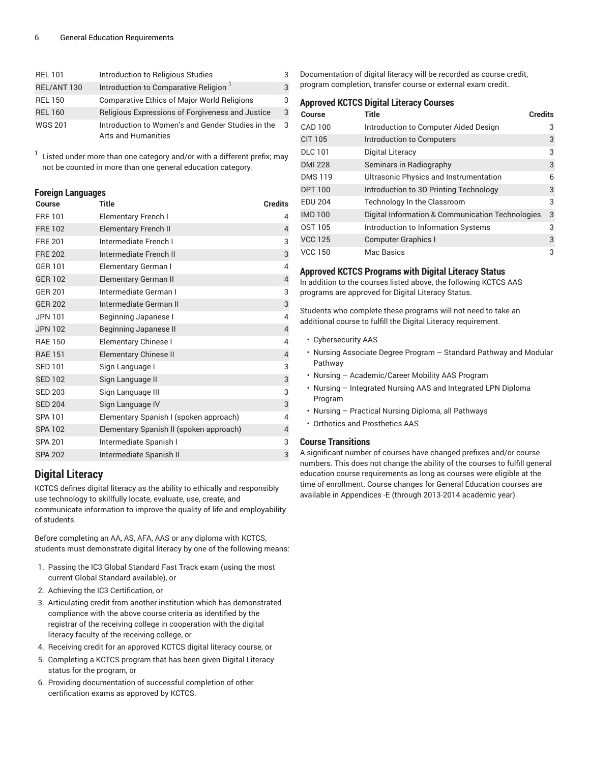| | | |
|---|---|---|
| REL 101 | Introduction to Religious Studies | 3 |
| REL/ANT 130 | Introduction to Comparative Religion [1] | 3 |
| REL 150 | Comparative Ethics of Major World Religions | 3 |
| REL 160 | Religious Expressions of Forgiveness and Justice | 3 |
| WGS 201 | Introduction to Women's and Gender Studies in the Arts and Humanities | 3 |

[1] Listed under more than one category and/or with a different prefix; may not be counted in more than one general education category.

### Foreign Languages

| Course | Title | Credits |
|---|---|---|
| FRE 101 | Elementary French I | 4 |
| FRE 102 | Elementary French II | 4 |
| FRE 201 | Intermediate French I | 3 |
| FRE 202 | Intermediate French II | 3 |
| GER 101 | Elementary German I | 4 |
| GER 102 | Elementary German II | 4 |
| GER 201 | Intermediate German I | 3 |
| GER 202 | Intermediate German II | 3 |
| JPN 101 | Beginning Japanese I | 4 |
| JPN 102 | Beginning Japanese II | 4 |
| RAE 150 | Elementary Chinese I | 4 |
| RAE 151 | Elementary Chinese II | 4 |
| SED 101 | Sign Language I | 3 |
| SED 102 | Sign Language II | 3 |
| SED 203 | Sign Language III | 3 |
| SED 204 | Sign Language IV | 3 |
| SPA 101 | Elementary Spanish I (spoken approach) | 4 |
| SPA 102 | Elementary Spanish II (spoken approach) | 4 |
| SPA 201 | Intermediate Spanish I | 3 |
| SPA 202 | Intermediate Spanish II | 3 |

## Digital Literacy

KCTCS defines digital literacy as the ability to ethically and responsibly use technology to skillfully locate, evaluate, use, create, and communicate information to improve the quality of life and employability of students.

Before completing an AA, AS, AFA, AAS or any diploma with KCTCS, students must demonstrate digital literacy by one of the following means:

1. Passing the IC3 Global Standard Fast Track exam (using the most current Global Standard available), or
2. Achieving the IC3 Certification, or
3. Articulating credit from another institution which has demonstrated compliance with the above course criteria as identified by the registrar of the receiving college in cooperation with the digital literacy faculty of the receiving college, or
4. Receiving credit for an approved KCTCS digital literacy course, or
5. Completing a KCTCS program that has been given Digital Literacy status for the program, or
6. Providing documentation of successful completion of other certification exams as approved by KCTCS.

Documentation of digital literacy will be recorded as course credit, program completion, transfer course or external exam credit.

### Approved KCTCS Digital Literacy Courses

| Course | Title | Credits |
|---|---|---|
| CAD 100 | Introduction to Computer Aided Design | 3 |
| CIT 105 | Introduction to Computers | 3 |
| DLC 101 | Digital Literacy | 3 |
| DMI 228 | Seminars in Radiography | 3 |
| DMS 119 | Ultrasonic Physics and Instrumentation | 6 |
| DPT 100 | Introduction to 3D Printing Technology | 3 |
| EDU 204 | Technology In the Classroom | 3 |
| IMD 100 | Digital Information & Communication Technologies | 3 |
| OST 105 | Introduction to Information Systems | 3 |
| VCC 125 | Computer Graphics I | 3 |
| VCC 150 | Mac Basics | 3 |

### Approved KCTCS Programs with Digital Literacy Status

In addition to the courses listed above, the following KCTCS AAS programs are approved for Digital Literacy Status.

Students who complete these programs will not need to take an additional course to fulfill the Digital Literacy requirement.

- Cybersecurity AAS
- Nursing Associate Degree Program – Standard Pathway and Modular Pathway
- Nursing – Academic/Career Mobility AAS Program
- Nursing – Integrated Nursing AAS and Integrated LPN Diploma Program
- Nursing – Practical Nursing Diploma, all Pathways
- Orthotics and Prosthetics AAS

### Course Transitions

A significant number of courses have changed prefixes and/or course numbers. This does not change the ability of the courses to fulfill general education course requirements as long as courses were eligible at the time of enrollment. Course changes for General Education courses are available in Appendices -E (through 2013-2014 academic year).